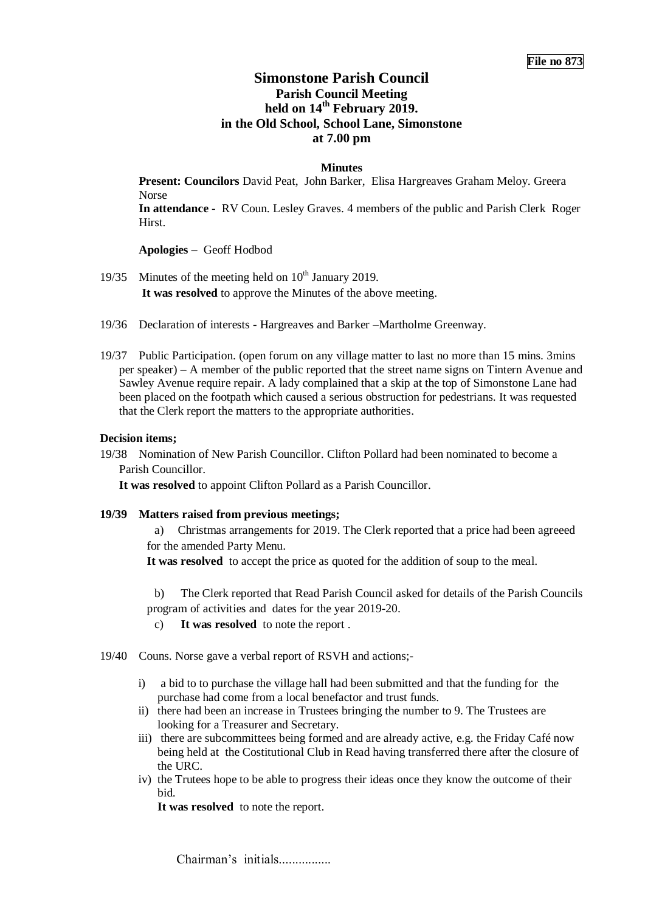**File no 873**

# Simonstone Parish Council
## Parish Council Meeting
## held on 14th February 2019.
## in the Old School, School Lane, Simonstone
## at 7.00 pm

**Minutes**

**Present: Councilors** David Peat, John Barker, Elisa Hargreaves Graham Meloy. Greera Norse

**In attendance** - RV Coun. Lesley Graves. 4 members of the public and Parish Clerk Roger Hirst.

**Apologies –** Geoff Hodbod

19/35 Minutes of the meeting held on 10th January 2019.
**It was resolved** to approve the Minutes of the above meeting.

19/36 Declaration of interests - Hargreaves and Barker –Martholme Greenway.

19/37 Public Participation. (open forum on any village matter to last no more than 15 mins. 3mins per speaker) – A member of the public reported that the street name signs on Tintern Avenue and Sawley Avenue require repair. A lady complained that a skip at the top of Simonstone Lane had been placed on the footpath which caused a serious obstruction for pedestrians. It was requested that the Clerk report the matters to the appropriate authorities.

**Decision items;**

19/38 Nomination of New Parish Councillor. Clifton Pollard had been nominated to become a Parish Councillor.
**It was resolved** to appoint Clifton Pollard as a Parish Councillor.

**19/39 Matters raised from previous meetings;**

a) Christmas arrangements for 2019. The Clerk reported that a price had been agreeed for the amended Party Menu.
**It was resolved** to accept the price as quoted for the addition of soup to the meal.

b) The Clerk reported that Read Parish Council asked for details of the Parish Councils program of activities and dates for the year 2019-20.

c) **It was resolved** to note the report .

19/40 Couns. Norse gave a verbal report of RSVH and actions;-

i) a bid to to purchase the village hall had been submitted and that the funding for the purchase had come from a local benefactor and trust funds.
ii) there had been an increase in Trustees bringing the number to 9. The Trustees are looking for a Treasurer and Secretary.
iii) there are subcommittees being formed and are already active, e.g. the Friday Café now being held at the Costitutional Club in Read having transferred there after the closure of the URC.
iv) the Trutees hope to be able to progress their ideas once they know the outcome of their bid.

**It was resolved** to note the report.

Chairman's initials................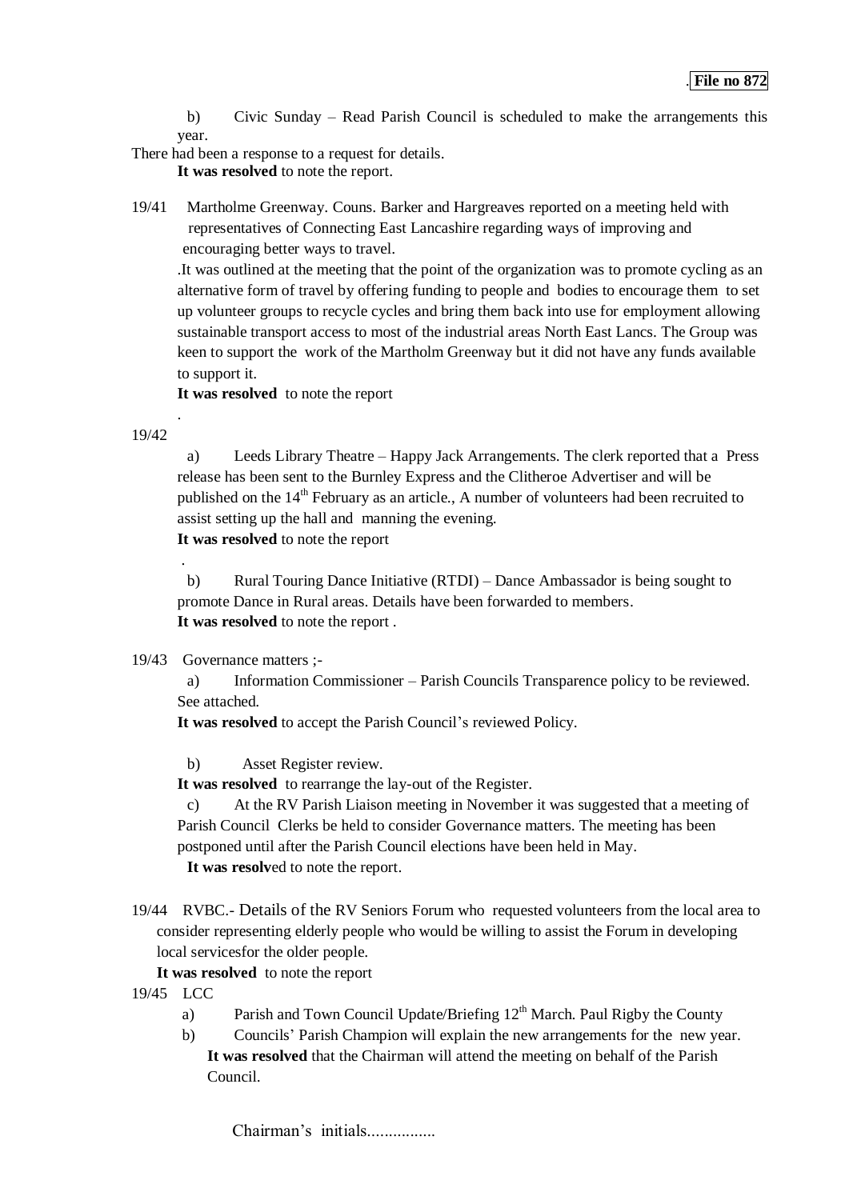**File no 872**

b) Civic Sunday – Read Parish Council is scheduled to make the arrangements this year.

There had been a response to a request for details.

**It was resolved** to note the report.

19/41 Martholme Greenway. Couns. Barker and Hargreaves reported on a meeting held with representatives of Connecting East Lancashire regarding ways of improving and encouraging better ways to travel.

.It was outlined at the meeting that the point of the organization was to promote cycling as an alternative form of travel by offering funding to people and bodies to encourage them to set up volunteer groups to recycle cycles and bring them back into use for employment allowing sustainable transport access to most of the industrial areas North East Lancs. The Group was keen to support the work of the Martholm Greenway but it did not have any funds available to support it.

**It was resolved** to note the report

.

19/42

a) Leeds Library Theatre – Happy Jack Arrangements. The clerk reported that a Press release has been sent to the Burnley Express and the Clitheroe Advertiser and will be published on the 14th February as an article., A number of volunteers had been recruited to assist setting up the hall and manning the evening.

**It was resolved** to note the report

.

b) Rural Touring Dance Initiative (RTDI) – Dance Ambassador is being sought to promote Dance in Rural areas. Details have been forwarded to members.

**It was resolved** to note the report .

19/43 Governance matters ;-

a) Information Commissioner – Parish Councils Transparence policy to be reviewed. See attached.

**It was resolved** to accept the Parish Council's reviewed Policy.

b) Asset Register review.

**It was resolved** to rearrange the lay-out of the Register.

c) At the RV Parish Liaison meeting in November it was suggested that a meeting of Parish Council Clerks be held to consider Governance matters. The meeting has been postponed until after the Parish Council elections have been held in May.

**It was resolv**ed to note the report.

19/44 RVBC.- Details of the RV Seniors Forum who requested volunteers from the local area to consider representing elderly people who would be willing to assist the Forum in developing local servicesfor the older people.

**It was resolved** to note the report

19/45 LCC

a) Parish and Town Council Update/Briefing 12th March. Paul Rigby the County

b) Councils' Parish Champion will explain the new arrangements for the new year.

**It was resolved** that the Chairman will attend the meeting on behalf of the Parish Council.

Chairman's initials................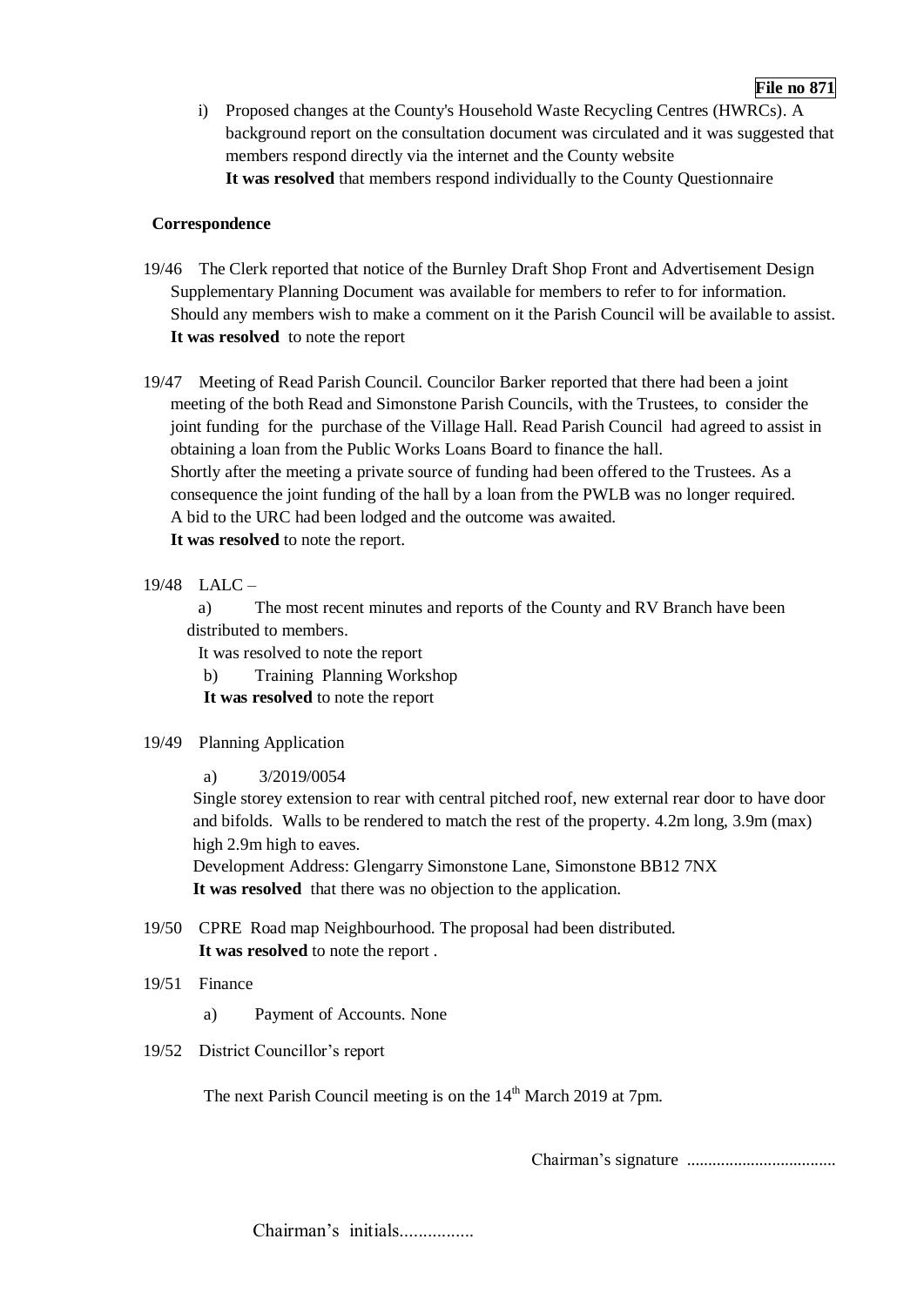**File no 871**

i) Proposed changes at the County's Household Waste Recycling Centres (HWRCs). A background report on the consultation document was circulated and it was suggested that members respond directly via the internet and the County website
**It was resolved** that members respond individually to the County Questionnaire

**Correspondence**

19/46 The Clerk reported that notice of the Burnley Draft Shop Front and Advertisement Design Supplementary Planning Document was available for members to refer to for information. Should any members wish to make a comment on it the Parish Council will be available to assist.
**It was resolved** to note the report

19/47 Meeting of Read Parish Council. Councilor Barker reported that there had been a joint meeting of the both Read and Simonstone Parish Councils, with the Trustees, to consider the joint funding for the purchase of the Village Hall. Read Parish Council had agreed to assist in obtaining a loan from the Public Works Loans Board to finance the hall.
Shortly after the meeting a private source of funding had been offered to the Trustees. As a consequence the joint funding of the hall by a loan from the PWLB was no longer required.
A bid to the URC had been lodged and the outcome was awaited.
**It was resolved** to note the report.

19/48 LALC –

a) The most recent minutes and reports of the County and RV Branch have been distributed to members.
It was resolved to note the report

b) Training Planning Workshop
**It was resolved** to note the report

19/49 Planning Application

a) 3/2019/0054
Single storey extension to rear with central pitched roof, new external rear door to have door and bifolds. Walls to be rendered to match the rest of the property. 4.2m long, 3.9m (max) high 2.9m high to eaves.
Development Address: Glengarry Simonstone Lane, Simonstone BB12 7NX
**It was resolved** that there was no objection to the application.

19/50 CPRE Road map Neighbourhood. The proposal had been distributed.
**It was resolved** to note the report .

19/51 Finance

a) Payment of Accounts. None

19/52 District Councillor's report

The next Parish Council meeting is on the 14th March 2019 at 7pm.

Chairman's signature ..................................

Chairman's initials................